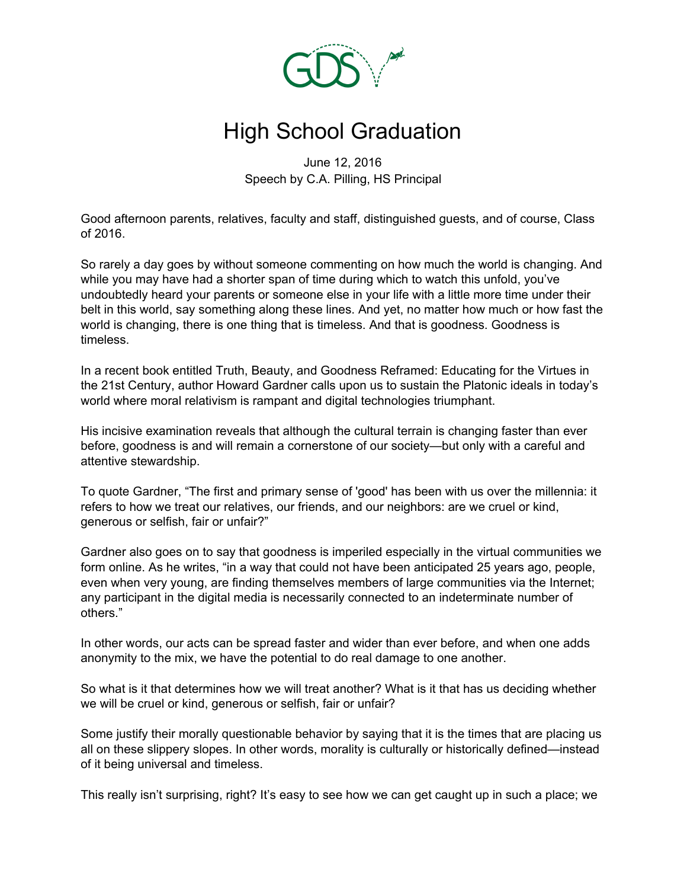# High School Graduation

June 12, 2016
Speech by C.A. Pilling, HS Principal

Good afternoon parents, relatives, faculty and staff, distinguished guests, and of course, Class of 2016.

So rarely a day goes by without someone commenting on how much the world is changing. And while you may have had a shorter span of time during which to watch this unfold, you've undoubtedly heard your parents or someone else in your life with a little more time under their belt in this world, say something along these lines. And yet, no matter how much or how fast the world is changing, there is one thing that is timeless. And that is goodness. Goodness is timeless.

In a recent book entitled Truth, Beauty, and Goodness Reframed: Educating for the Virtues in the 21st Century, author Howard Gardner calls upon us to sustain the Platonic ideals in today's world where moral relativism is rampant and digital technologies triumphant.

His incisive examination reveals that although the cultural terrain is changing faster than ever before, goodness is and will remain a cornerstone of our society—but only with a careful and attentive stewardship.

To quote Gardner, "The first and primary sense of 'good' has been with us over the millennia: it refers to how we treat our relatives, our friends, and our neighbors: are we cruel or kind, generous or selfish, fair or unfair?"

Gardner also goes on to say that goodness is imperiled especially in the virtual communities we form online. As he writes, "in a way that could not have been anticipated 25 years ago, people, even when very young, are finding themselves members of large communities via the Internet; any participant in the digital media is necessarily connected to an indeterminate number of others."

In other words, our acts can be spread faster and wider than ever before, and when one adds anonymity to the mix, we have the potential to do real damage to one another.

So what is it that determines how we will treat another? What is it that has us deciding whether we will be cruel or kind, generous or selfish, fair or unfair?

Some justify their morally questionable behavior by saying that it is the times that are placing us all on these slippery slopes. In other words, morality is culturally or historically defined—instead of it being universal and timeless.

This really isn't surprising, right? It's easy to see how we can get caught up in such a place; we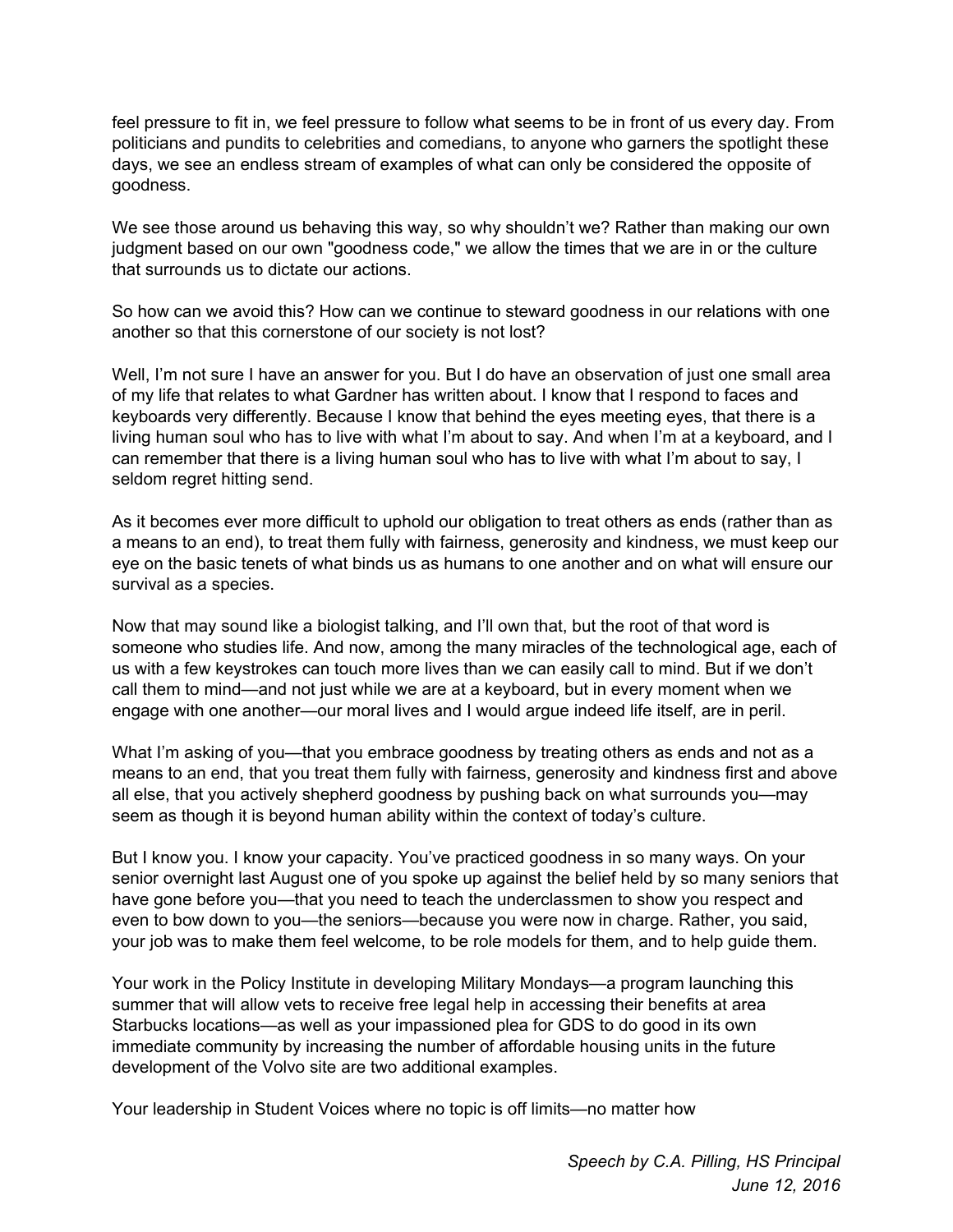feel pressure to fit in, we feel pressure to follow what seems to be in front of us every day. From politicians and pundits to celebrities and comedians, to anyone who garners the spotlight these days, we see an endless stream of examples of what can only be considered the opposite of goodness.

We see those around us behaving this way, so why shouldn't we? Rather than making our own judgment based on our own "goodness code," we allow the times that we are in or the culture that surrounds us to dictate our actions.

So how can we avoid this? How can we continue to steward goodness in our relations with one another so that this cornerstone of our society is not lost?

Well, I'm not sure I have an answer for you. But I do have an observation of just one small area of my life that relates to what Gardner has written about. I know that I respond to faces and keyboards very differently. Because I know that behind the eyes meeting eyes, that there is a living human soul who has to live with what I'm about to say. And when I'm at a keyboard, and I can remember that there is a living human soul who has to live with what I'm about to say, I seldom regret hitting send.

As it becomes ever more difficult to uphold our obligation to treat others as ends (rather than as a means to an end), to treat them fully with fairness, generosity and kindness, we must keep our eye on the basic tenets of what binds us as humans to one another and on what will ensure our survival as a species.

Now that may sound like a biologist talking, and I'll own that, but the root of that word is someone who studies life. And now, among the many miracles of the technological age, each of us with a few keystrokes can touch more lives than we can easily call to mind. But if we don't call them to mind—and not just while we are at a keyboard, but in every moment when we engage with one another—our moral lives and I would argue indeed life itself, are in peril.

What I'm asking of you—that you embrace goodness by treating others as ends and not as a means to an end, that you treat them fully with fairness, generosity and kindness first and above all else, that you actively shepherd goodness by pushing back on what surrounds you—may seem as though it is beyond human ability within the context of today's culture.

But I know you. I know your capacity. You've practiced goodness in so many ways. On your senior overnight last August one of you spoke up against the belief held by so many seniors that have gone before you—that you need to teach the underclassmen to show you respect and even to bow down to you—the seniors—because you were now in charge. Rather, you said, your job was to make them feel welcome, to be role models for them, and to help guide them.

Your work in the Policy Institute in developing Military Mondays—a program launching this summer that will allow vets to receive free legal help in accessing their benefits at area Starbucks locations—as well as your impassioned plea for GDS to do good in its own immediate community by increasing the number of affordable housing units in the future development of the Volvo site are two additional examples.

Your leadership in Student Voices where no topic is off limits—no matter how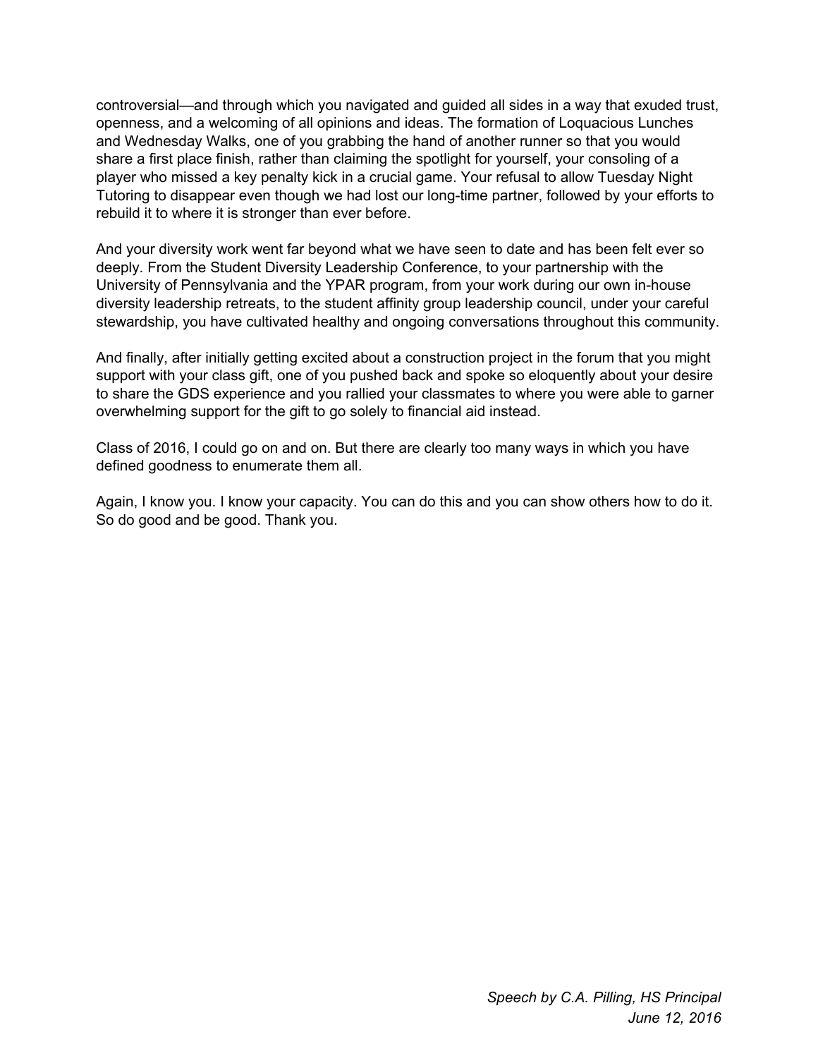controversial—and through which you navigated and guided all sides in a way that exuded trust, openness, and a welcoming of all opinions and ideas. The formation of Loquacious Lunches and Wednesday Walks, one of you grabbing the hand of another runner so that you would share a first place finish, rather than claiming the spotlight for yourself, your consoling of a player who missed a key penalty kick in a crucial game. Your refusal to allow Tuesday Night Tutoring to disappear even though we had lost our long-time partner, followed by your efforts to rebuild it to where it is stronger than ever before.

And your diversity work went far beyond what we have seen to date and has been felt ever so deeply. From the Student Diversity Leadership Conference, to your partnership with the University of Pennsylvania and the YPAR program, from your work during our own in-house diversity leadership retreats, to the student affinity group leadership council, under your careful stewardship, you have cultivated healthy and ongoing conversations throughout this community.

And finally, after initially getting excited about a construction project in the forum that you might support with your class gift, one of you pushed back and spoke so eloquently about your desire to share the GDS experience and you rallied your classmates to where you were able to garner overwhelming support for the gift to go solely to financial aid instead.

Class of 2016, I could go on and on. But there are clearly too many ways in which you have defined goodness to enumerate them all.

Again, I know you. I know your capacity. You can do this and you can show others how to do it. So do good and be good. Thank you.

*Speech by C.A. Pilling, HS Principal*
*June 12, 2016*